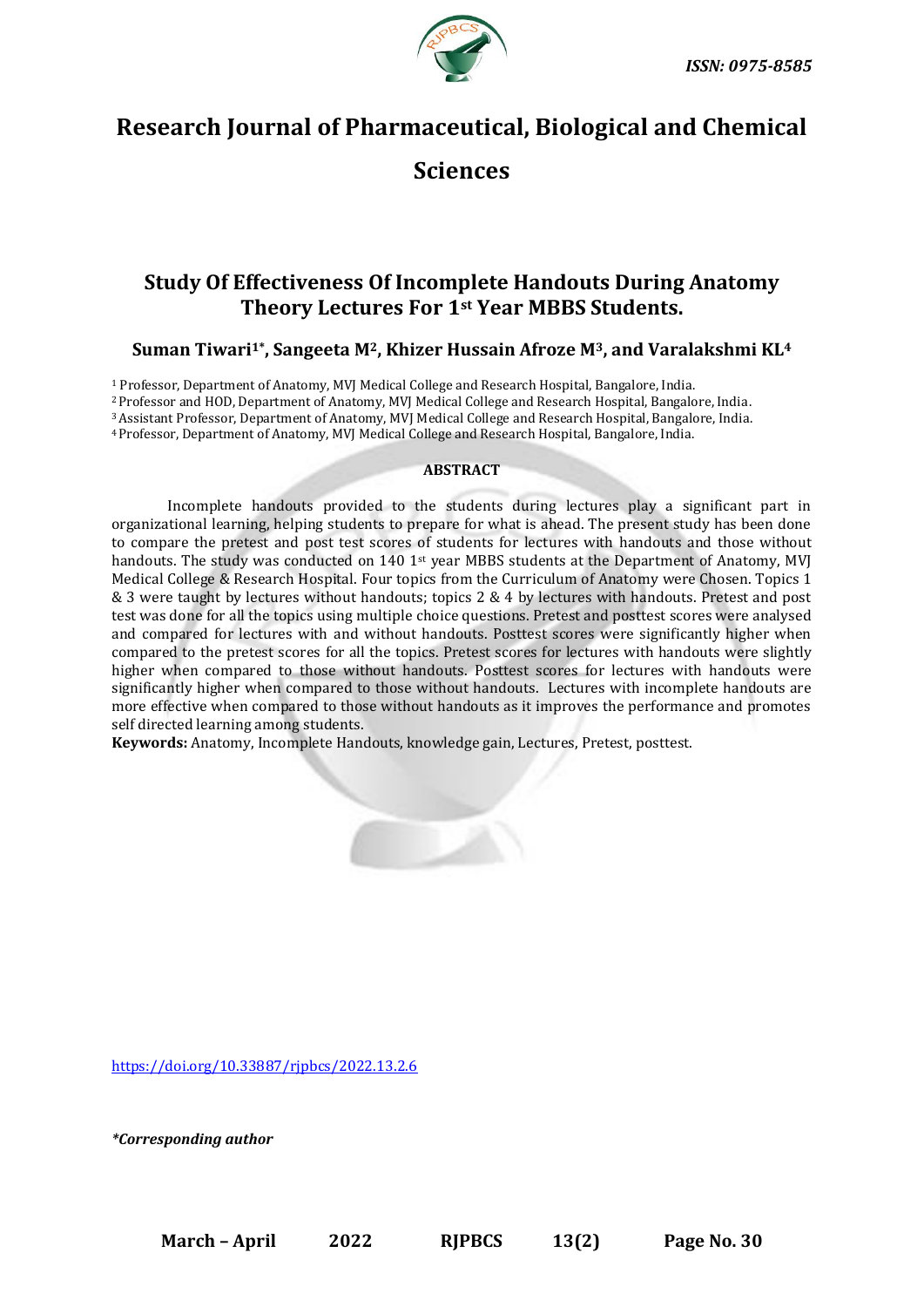# Research Journal of Pharmaceutical, Biological and Chemical Sciences

## Study Of Effectiveness Of Incomplete Handouts During Anatomy Theory Lectures For 1st Year MBBS Students.

**Suman Tiwari[1*], Sangeeta M[2], Khizer Hussain Afroze M[3], and Varalakshmi KL[4]**

[1] Professor, Department of Anatomy, MVJ Medical College and Research Hospital, Bangalore, India.
[2] Professor and HOD, Department of Anatomy, MVJ Medical College and Research Hospital, Bangalore, India.
[3] Assistant Professor, Department of Anatomy, MVJ Medical College and Research Hospital, Bangalore, India.
[4] Professor, Department of Anatomy, MVJ Medical College and Research Hospital, Bangalore, India.

### ABSTRACT

Incomplete handouts provided to the students during lectures play a significant part in organizational learning, helping students to prepare for what is ahead. The present study has been done to compare the pretest and post test scores of students for lectures with handouts and those without handouts. The study was conducted on 140 1st year MBBS students at the Department of Anatomy, MVJ Medical College & Research Hospital. Four topics from the Curriculum of Anatomy were Chosen. Topics 1 & 3 were taught by lectures without handouts; topics 2 & 4 by lectures with handouts. Pretest and post test was done for all the topics using multiple choice questions. Pretest and posttest scores were analysed and compared for lectures with and without handouts. Posttest scores were significantly higher when compared to the pretest scores for all the topics. Pretest scores for lectures with handouts were slightly higher when compared to those without handouts. Posttest scores for lectures with handouts were significantly higher when compared to those without handouts. Lectures with incomplete handouts are more effective when compared to those without handouts as it improves the performance and promotes self directed learning among students.

**Keywords:** Anatomy, Incomplete Handouts, knowledge gain, Lectures, Pretest, posttest.

https://doi.org/10.33887/rjpbcs/2022.13.2.6

*\*Corresponding author*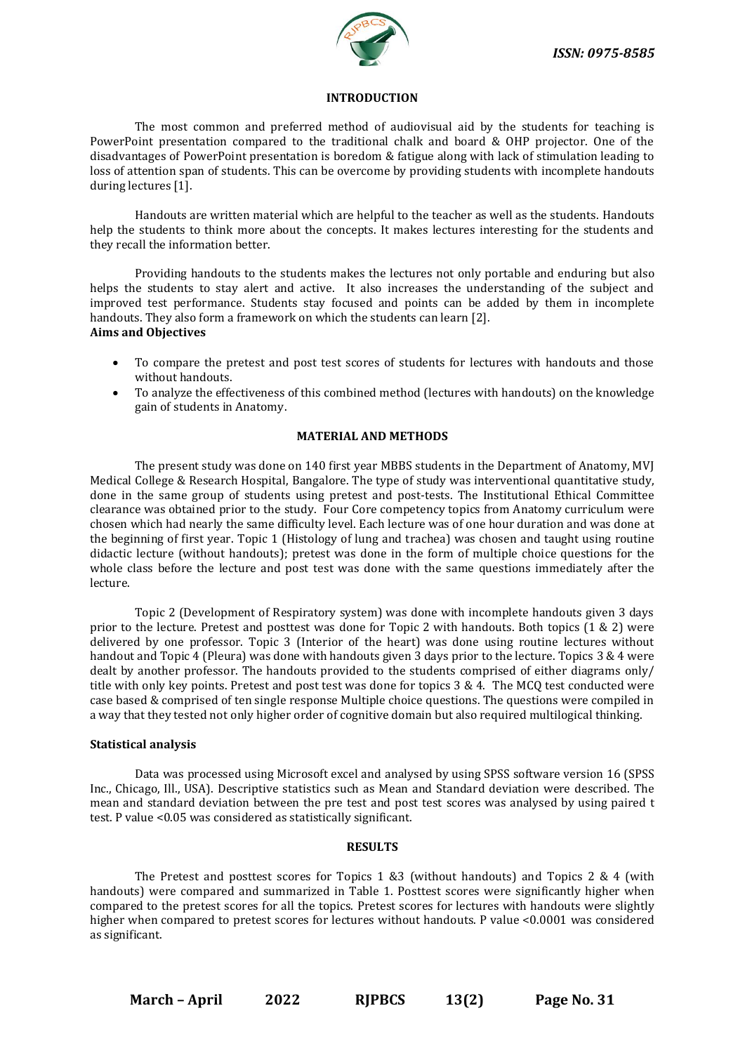## INTRODUCTION

The most common and preferred method of audiovisual aid by the students for teaching is PowerPoint presentation compared to the traditional chalk and board & OHP projector. One of the disadvantages of PowerPoint presentation is boredom & fatigue along with lack of stimulation leading to loss of attention span of students. This can be overcome by providing students with incomplete handouts during lectures [1].

Handouts are written material which are helpful to the teacher as well as the students. Handouts help the students to think more about the concepts. It makes lectures interesting for the students and they recall the information better.

Providing handouts to the students makes the lectures not only portable and enduring but also helps the students to stay alert and active. It also increases the understanding of the subject and improved test performance. Students stay focused and points can be added by them in incomplete handouts. They also form a framework on which the students can learn [2].

**Aims and Objectives**

- To compare the pretest and post test scores of students for lectures with handouts and those without handouts.
- To analyze the effectiveness of this combined method (lectures with handouts) on the knowledge gain of students in Anatomy.

## MATERIAL AND METHODS

The present study was done on 140 first year MBBS students in the Department of Anatomy, MVJ Medical College & Research Hospital, Bangalore. The type of study was interventional quantitative study, done in the same group of students using pretest and post-tests. The Institutional Ethical Committee clearance was obtained prior to the study. Four Core competency topics from Anatomy curriculum were chosen which had nearly the same difficulty level. Each lecture was of one hour duration and was done at the beginning of first year. Topic 1 (Histology of lung and trachea) was chosen and taught using routine didactic lecture (without handouts); pretest was done in the form of multiple choice questions for the whole class before the lecture and post test was done with the same questions immediately after the lecture.

Topic 2 (Development of Respiratory system) was done with incomplete handouts given 3 days prior to the lecture. Pretest and posttest was done for Topic 2 with handouts. Both topics (1 & 2) were delivered by one professor. Topic 3 (Interior of the heart) was done using routine lectures without handout and Topic 4 (Pleura) was done with handouts given 3 days prior to the lecture. Topics 3 & 4 were dealt by another professor. The handouts provided to the students comprised of either diagrams only/ title with only key points. Pretest and post test was done for topics 3 & 4. The MCQ test conducted were case based & comprised of ten single response Multiple choice questions. The questions were compiled in a way that they tested not only higher order of cognitive domain but also required multilogical thinking.

### Statistical analysis

Data was processed using Microsoft excel and analysed by using SPSS software version 16 (SPSS Inc., Chicago, Ill., USA). Descriptive statistics such as Mean and Standard deviation were described. The mean and standard deviation between the pre test and post test scores was analysed by using paired t test. P value <0.05 was considered as statistically significant.

## RESULTS

The Pretest and posttest scores for Topics 1 &3 (without handouts) and Topics 2 & 4 (with handouts) were compared and summarized in Table 1. Posttest scores were significantly higher when compared to the pretest scores for all the topics. Pretest scores for lectures with handouts were slightly higher when compared to pretest scores for lectures without handouts. P value <0.0001 was considered as significant.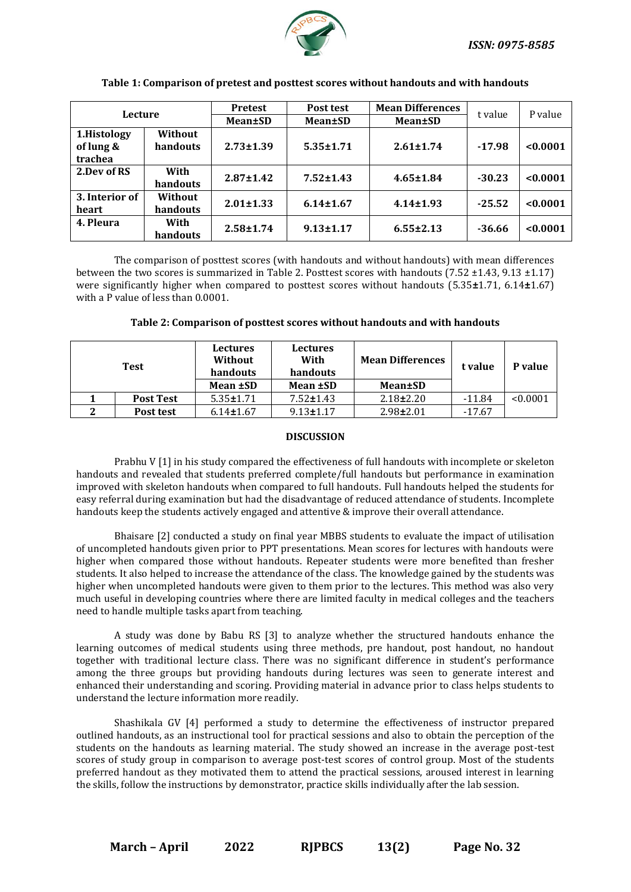**Table 1: Comparison of pretest and posttest scores without handouts and with handouts**

| Lecture | | Pretest | Post test | Mean Differences | t value | P value |
|---|---|---|---|---|---|---|
| | | Mean±SD | Mean±SD | Mean±SD | | |
| **1.Histology of lung & trachea** | **Without handouts** | **2.73±1.39** | **5.35±1.71** | **2.61±1.74** | **-17.98** | **<0.0001** |
| **2.Dev of RS** | **With handouts** | **2.87±1.42** | **7.52±1.43** | **4.65±1.84** | **-30.23** | **<0.0001** |
| **3. Interior of heart** | **Without handouts** | **2.01±1.33** | **6.14±1.67** | **4.14±1.93** | **-25.52** | **<0.0001** |
| **4. Pleura** | **With handouts** | **2.58±1.74** | **9.13±1.17** | **6.55±2.13** | **-36.66** | **<0.0001** |

The comparison of posttest scores (with handouts and without handouts) with mean differences between the two scores is summarized in Table 2. Posttest scores with handouts (7.52 ±1.43, 9.13 ±1.17) were significantly higher when compared to posttest scores without handouts (5.35±1.71, 6.14±1.67) with a P value of less than 0.0001.

**Table 2: Comparison of posttest scores without handouts and with handouts**

| Test | | Lectures Without handouts | Lectures With handouts | Mean Differences | t value | P value |
|---|---|---|---|---|---|---|
| | | Mean ±SD | Mean ±SD | Mean±SD | | |
| 1 | Post Test | 5.35±1.71 | 7.52±1.43 | 2.18±2.20 | -11.84 | <0.0001 |
| 2 | Post test | 6.14±1.67 | 9.13±1.17 | 2.98±2.01 | -17.67 | |

## DISCUSSION

Prabhu V [1] in his study compared the effectiveness of full handouts with incomplete or skeleton handouts and revealed that students preferred complete/full handouts but performance in examination improved with skeleton handouts when compared to full handouts. Full handouts helped the students for easy referral during examination but had the disadvantage of reduced attendance of students. Incomplete handouts keep the students actively engaged and attentive & improve their overall attendance.

Bhaisare [2] conducted a study on final year MBBS students to evaluate the impact of utilisation of uncompleted handouts given prior to PPT presentations. Mean scores for lectures with handouts were higher when compared those without handouts. Repeater students were more benefited than fresher students. It also helped to increase the attendance of the class. The knowledge gained by the students was higher when uncompleted handouts were given to them prior to the lectures. This method was also very much useful in developing countries where there are limited faculty in medical colleges and the teachers need to handle multiple tasks apart from teaching.

A study was done by Babu RS [3] to analyze whether the structured handouts enhance the learning outcomes of medical students using three methods, pre handout, post handout, no handout together with traditional lecture class. There was no significant difference in student's performance among the three groups but providing handouts during lectures was seen to generate interest and enhanced their understanding and scoring. Providing material in advance prior to class helps students to understand the lecture information more readily.

Shashikala GV [4] performed a study to determine the effectiveness of instructor prepared outlined handouts, as an instructional tool for practical sessions and also to obtain the perception of the students on the handouts as learning material. The study showed an increase in the average post-test scores of study group in comparison to average post-test scores of control group. Most of the students preferred handout as they motivated them to attend the practical sessions, aroused interest in learning the skills, follow the instructions by demonstrator, practice skills individually after the lab session.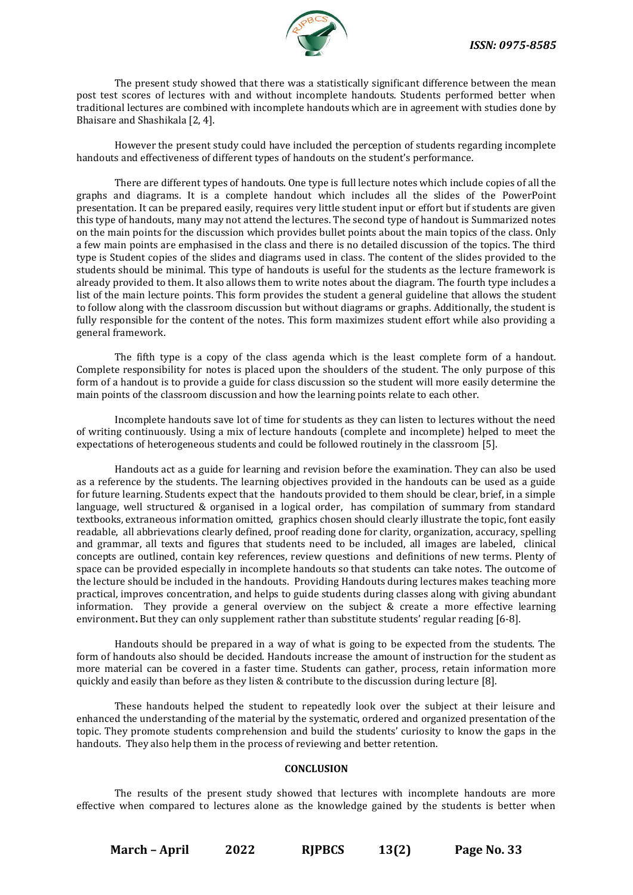The present study showed that there was a statistically significant difference between the mean post test scores of lectures with and without incomplete handouts. Students performed better when traditional lectures are combined with incomplete handouts which are in agreement with studies done by Bhaisare and Shashikala [2, 4].

However the present study could have included the perception of students regarding incomplete handouts and effectiveness of different types of handouts on the student's performance.

There are different types of handouts. One type is full lecture notes which include copies of all the graphs and diagrams. It is a complete handout which includes all the slides of the PowerPoint presentation. It can be prepared easily, requires very little student input or effort but if students are given this type of handouts, many may not attend the lectures. The second type of handout is Summarized notes on the main points for the discussion which provides bullet points about the main topics of the class. Only a few main points are emphasised in the class and there is no detailed discussion of the topics. The third type is Student copies of the slides and diagrams used in class. The content of the slides provided to the students should be minimal. This type of handouts is useful for the students as the lecture framework is already provided to them. It also allows them to write notes about the diagram. The fourth type includes a list of the main lecture points. This form provides the student a general guideline that allows the student to follow along with the classroom discussion but without diagrams or graphs. Additionally, the student is fully responsible for the content of the notes. This form maximizes student effort while also providing a general framework.

The fifth type is a copy of the class agenda which is the least complete form of a handout. Complete responsibility for notes is placed upon the shoulders of the student. The only purpose of this form of a handout is to provide a guide for class discussion so the student will more easily determine the main points of the classroom discussion and how the learning points relate to each other.

Incomplete handouts save lot of time for students as they can listen to lectures without the need of writing continuously. Using a mix of lecture handouts (complete and incomplete) helped to meet the expectations of heterogeneous students and could be followed routinely in the classroom [5].

Handouts act as a guide for learning and revision before the examination. They can also be used as a reference by the students. The learning objectives provided in the handouts can be used as a guide for future learning. Students expect that the handouts provided to them should be clear, brief, in a simple language, well structured & organised in a logical order, has compilation of summary from standard textbooks, extraneous information omitted, graphics chosen should clearly illustrate the topic, font easily readable, all abbrievations clearly defined, proof reading done for clarity, organization, accuracy, spelling and grammar, all texts and figures that students need to be included, all images are labeled, clinical concepts are outlined, contain key references, review questions and definitions of new terms. Plenty of space can be provided especially in incomplete handouts so that students can take notes. The outcome of the lecture should be included in the handouts. Providing Handouts during lectures makes teaching more practical, improves concentration, and helps to guide students during classes along with giving abundant information. They provide a general overview on the subject & create a more effective learning environment. But they can only supplement rather than substitute students' regular reading [6-8].

Handouts should be prepared in a way of what is going to be expected from the students. The form of handouts also should be decided. Handouts increase the amount of instruction for the student as more material can be covered in a faster time. Students can gather, process, retain information more quickly and easily than before as they listen & contribute to the discussion during lecture [8].

These handouts helped the student to repeatedly look over the subject at their leisure and enhanced the understanding of the material by the systematic, ordered and organized presentation of the topic. They promote students comprehension and build the students' curiosity to know the gaps in the handouts. They also help them in the process of reviewing and better retention.

## CONCLUSION

The results of the present study showed that lectures with incomplete handouts are more effective when compared to lectures alone as the knowledge gained by the students is better when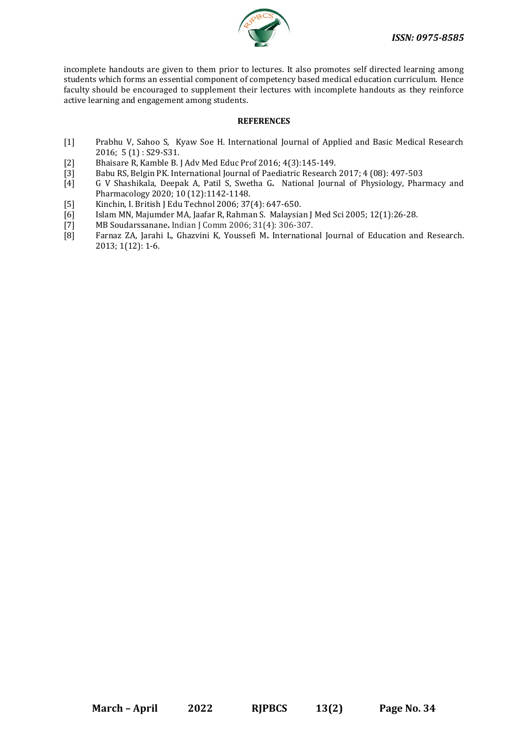incomplete handouts are given to them prior to lectures. It also promotes self directed learning among students which forms an essential component of competency based medical education curriculum. Hence faculty should be encouraged to supplement their lectures with incomplete handouts as they reinforce active learning and engagement among students.

## REFERENCES

[1] Prabhu V, Sahoo S, Kyaw Soe H. International Journal of Applied and Basic Medical Research 2016; 5 (1) : S29-S31.

[2] Bhaisare R, Kamble B. J Adv Med Educ Prof 2016; 4(3):145-149.

[3] Babu RS, Belgin PK. International Journal of Paediatric Research 2017; 4 (08): 497-503

[4] G V Shashikala, Deepak A, Patil S, Swetha G**.** National Journal of Physiology, Pharmacy and Pharmacology 2020; 10 (12):1142-1148.

[5] Kinchin, I. British J Edu Technol 2006; 37(4): 647-650.

[6] Islam MN, Majumder MA, Jaafar R, Rahman S. Malaysian J Med Sci 2005; 12(1):26-28.

[7] MB Soudarssanane**.** Indian J Comm 2006; 31(4): 306-307.

[8] Farnaz ZA, Jarahi L, Ghazvini K, Youssefi M**.** International Journal of Education and Research. 2013; 1(12): 1-6.